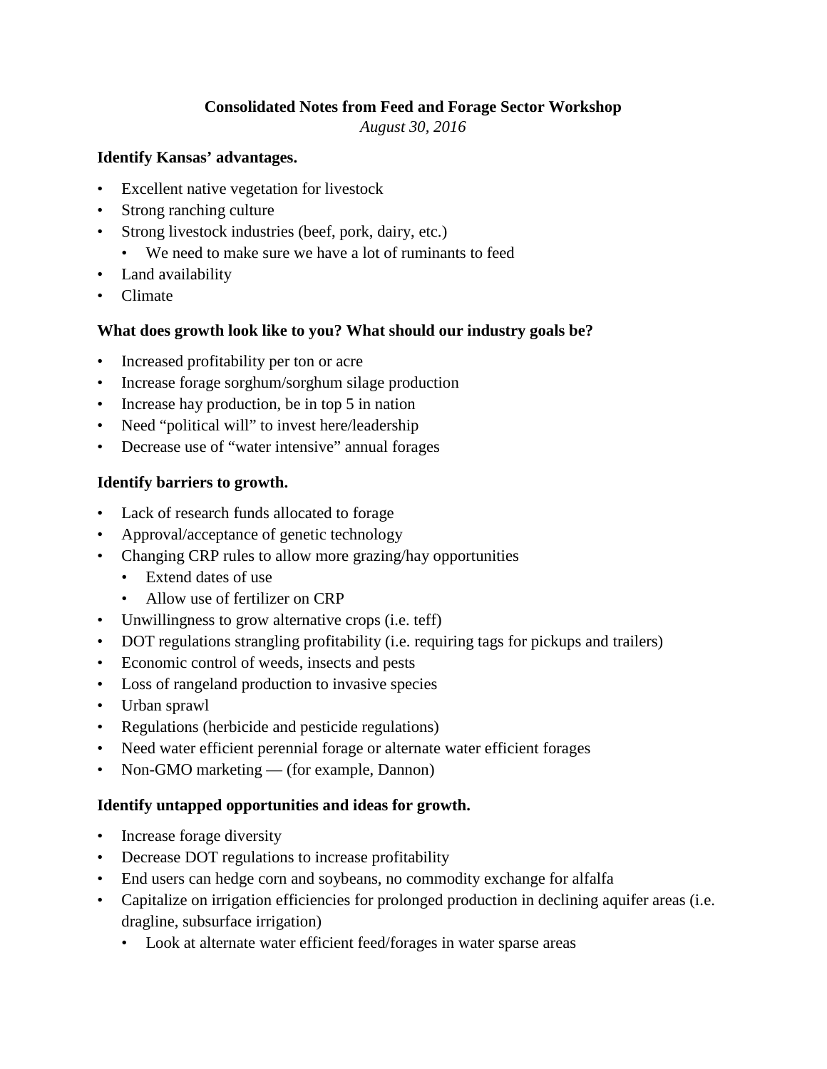**Consolidated Notes from Feed and Forage Sector Workshop**

*August 30, 2016*

**Identify Kansas' advantages.**

- Excellent native vegetation for livestock
- Strong ranching culture
- Strong livestock industries (beef, pork, dairy, etc.)
  - We need to make sure we have a lot of ruminants to feed
- Land availability
- Climate

**What does growth look like to you? What should our industry goals be?**

- Increased profitability per ton or acre
- Increase forage sorghum/sorghum silage production
- Increase hay production, be in top 5 in nation
- Need "political will" to invest here/leadership
- Decrease use of "water intensive" annual forages

**Identify barriers to growth.**

- Lack of research funds allocated to forage
- Approval/acceptance of genetic technology
- Changing CRP rules to allow more grazing/hay opportunities
  - Extend dates of use
  - Allow use of fertilizer on CRP
- Unwillingness to grow alternative crops (i.e. teff)
- DOT regulations strangling profitability (i.e. requiring tags for pickups and trailers)
- Economic control of weeds, insects and pests
- Loss of rangeland production to invasive species
- Urban sprawl
- Regulations (herbicide and pesticide regulations)
- Need water efficient perennial forage or alternate water efficient forages
- Non-GMO marketing — (for example, Dannon)

**Identify untapped opportunities and ideas for growth.**

- Increase forage diversity
- Decrease DOT regulations to increase profitability
- End users can hedge corn and soybeans, no commodity exchange for alfalfa
- Capitalize on irrigation efficiencies for prolonged production in declining aquifer areas (i.e. dragline, subsurface irrigation)
  - Look at alternate water efficient feed/forages in water sparse areas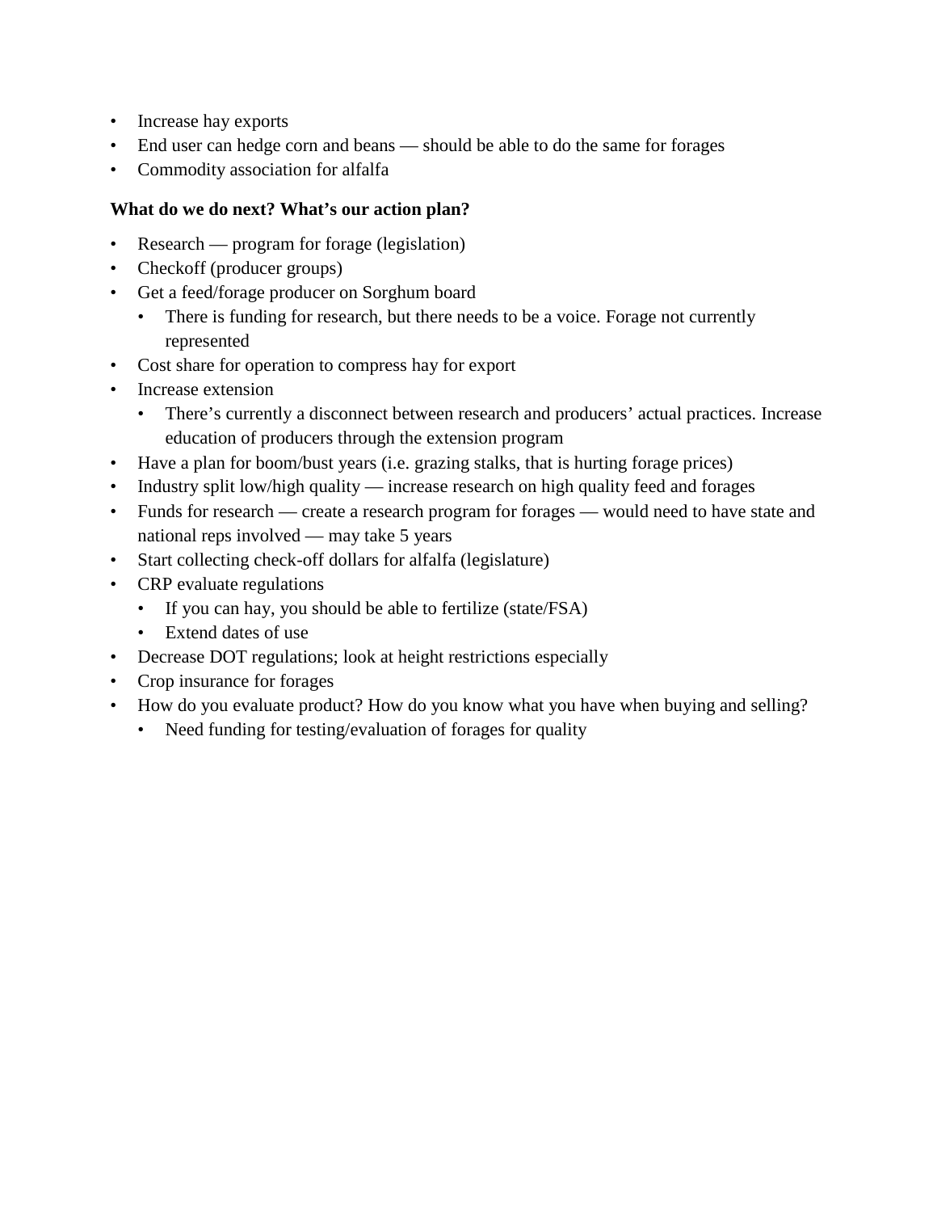- Increase hay exports
- End user can hedge corn and beans — should be able to do the same for forages
- Commodity association for alfalfa

**What do we do next? What's our action plan?**

- Research — program for forage (legislation)
- Checkoff (producer groups)
- Get a feed/forage producer on Sorghum board
  - There is funding for research, but there needs to be a voice. Forage not currently represented
- Cost share for operation to compress hay for export
- Increase extension
  - There's currently a disconnect between research and producers' actual practices. Increase education of producers through the extension program
- Have a plan for boom/bust years (i.e. grazing stalks, that is hurting forage prices)
- Industry split low/high quality — increase research on high quality feed and forages
- Funds for research — create a research program for forages — would need to have state and national reps involved — may take 5 years
- Start collecting check-off dollars for alfalfa (legislature)
- CRP evaluate regulations
  - If you can hay, you should be able to fertilize (state/FSA)
  - Extend dates of use
- Decrease DOT regulations; look at height restrictions especially
- Crop insurance for forages
- How do you evaluate product? How do you know what you have when buying and selling?
  - Need funding for testing/evaluation of forages for quality